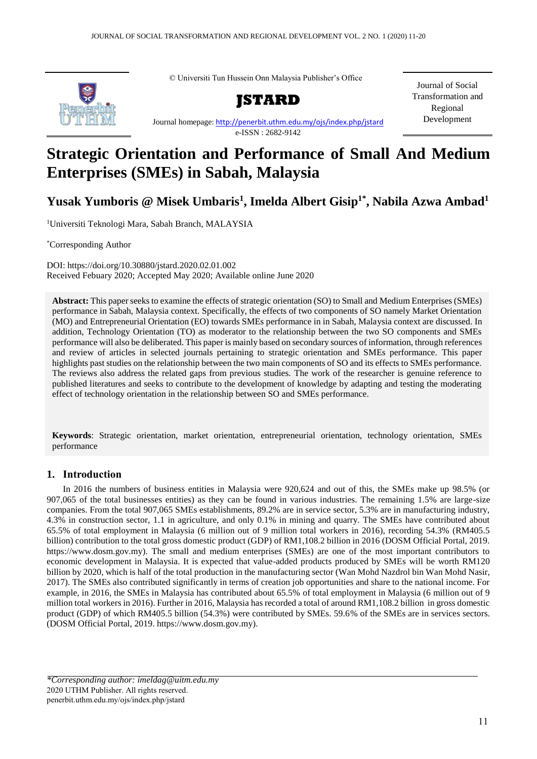© Universiti Tun Hussein Onn Malaysia Publisher's Office

**JSTARD**

Journal homepage: http://penerbit.uthm.edu.my/ojs/index.php/jstard
e-ISSN : 2682-9142

Journal of Social Transformation and Regional Development

# Strategic Orientation and Performance of Small And Medium Enterprises (SMEs) in Sabah, Malaysia

**Yusak Yumboris @ Misek Umbaris[1], Imelda Albert Gisip[1*], Nabila Azwa Ambad[1]**

[1]Universiti Teknologi Mara, Sabah Branch, MALAYSIA

[*]Corresponding Author

DOI: https://doi.org/10.30880/jstard.2020.02.01.002
Received Febuary 2020; Accepted May 2020; Available online June 2020

**Abstract:** This paper seeks to examine the effects of strategic orientation (SO) to Small and Medium Enterprises (SMEs) performance in Sabah, Malaysia context. Specifically, the effects of two components of SO namely Market Orientation (MO) and Entrepreneurial Orientation (EO) towards SMEs performance in in Sabah, Malaysia context are discussed. In addition, Technology Orientation (TO) as moderator to the relationship between the two SO components and SMEs performance will also be deliberated. This paper is mainly based on secondary sources of information, through references and review of articles in selected journals pertaining to strategic orientation and SMEs performance. This paper highlights past studies on the relationship between the two main components of SO and its effects to SMEs performance. The reviews also address the related gaps from previous studies. The work of the researcher is genuine reference to published literatures and seeks to contribute to the development of knowledge by adapting and testing the moderating effect of technology orientation in the relationship between SO and SMEs performance.

**Keywords**: Strategic orientation, market orientation, entrepreneurial orientation, technology orientation, SMEs performance

## 1. Introduction

In 2016 the numbers of business entities in Malaysia were 920,624 and out of this, the SMEs make up 98.5% (or 907,065 of the total businesses entities) as they can be found in various industries. The remaining 1.5% are large-size companies. From the total 907,065 SMEs establishments, 89.2% are in service sector, 5.3% are in manufacturing industry, 4.3% in construction sector, 1.1 in agriculture, and only 0.1% in mining and quarry. The SMEs have contributed about 65.5% of total employment in Malaysia (6 million out of 9 million total workers in 2016), recording 54.3% (RM405.5 billion) contribution to the total gross domestic product (GDP) of RM1,108.2 billion in 2016 (DOSM Official Portal, 2019. https://www.dosm.gov.my). The small and medium enterprises (SMEs) are one of the most important contributors to economic development in Malaysia. It is expected that value-added products produced by SMEs will be worth RM120 billion by 2020, which is half of the total production in the manufacturing sector (Wan Mohd Nazdrol bin Wan Mohd Nasir, 2017). The SMEs also contributed significantly in terms of creation job opportunities and share to the national income. For example, in 2016, the SMEs in Malaysia has contributed about 65.5% of total employment in Malaysia (6 million out of 9 million total workers in 2016). Further in 2016, Malaysia has recorded a total of around RM1,108.2 billion in gross domestic product (GDP) of which RM405.5 billion (54.3%) were contributed by SMEs. 59.6% of the SMEs are in services sectors. (DOSM Official Portal, 2019. https://www.dosm.gov.my).

*\*Corresponding author: imeldag@uitm.edu.my*
2020 UTHM Publisher. All rights reserved.
penerbit.uthm.edu.my/ojs/index.php/jstard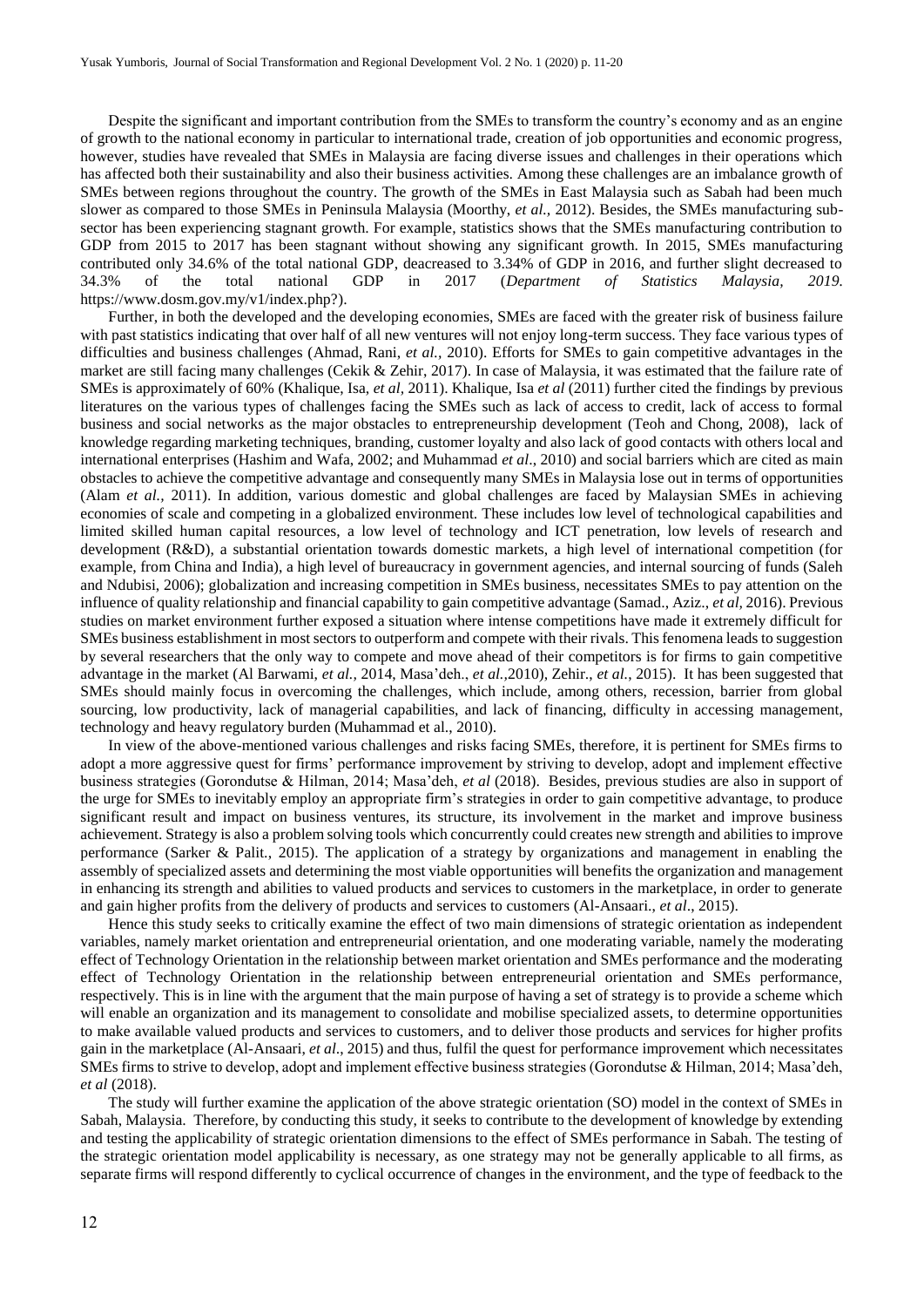Despite the significant and important contribution from the SMEs to transform the country's economy and as an engine of growth to the national economy in particular to international trade, creation of job opportunities and economic progress, however, studies have revealed that SMEs in Malaysia are facing diverse issues and challenges in their operations which has affected both their sustainability and also their business activities. Among these challenges are an imbalance growth of SMEs between regions throughout the country. The growth of the SMEs in East Malaysia such as Sabah had been much slower as compared to those SMEs in Peninsula Malaysia (Moorthy, *et al.*, 2012). Besides, the SMEs manufacturing sub-sector has been experiencing stagnant growth. For example, statistics shows that the SMEs manufacturing contribution to GDP from 2015 to 2017 has been stagnant without showing any significant growth. In 2015, SMEs manufacturing contributed only 34.6% of the total national GDP, deacreased to 3.34% of GDP in 2016, and further slight decreased to 34.3% of the total national GDP in 2017 (*Department of Statistics Malaysia, 2019*. https://www.dosm.gov.my/v1/index.php?).

Further, in both the developed and the developing economies, SMEs are faced with the greater risk of business failure with past statistics indicating that over half of all new ventures will not enjoy long-term success. They face various types of difficulties and business challenges (Ahmad, Rani, *et al.*, 2010). Efforts for SMEs to gain competitive advantages in the market are still facing many challenges (Cekik & Zehir, 2017). In case of Malaysia, it was estimated that the failure rate of SMEs is approximately of 60% (Khalique, Isa, *et al*, 2011). Khalique, Isa *et al* (2011) further cited the findings by previous literatures on the various types of challenges facing the SMEs such as lack of access to credit, lack of access to formal business and social networks as the major obstacles to entrepreneurship development (Teoh and Chong, 2008), lack of knowledge regarding marketing techniques, branding, customer loyalty and also lack of good contacts with others local and international enterprises (Hashim and Wafa, 2002; and Muhammad *et al*., 2010) and social barriers which are cited as main obstacles to achieve the competitive advantage and consequently many SMEs in Malaysia lose out in terms of opportunities (Alam *et al.*, 2011). In addition, various domestic and global challenges are faced by Malaysian SMEs in achieving economies of scale and competing in a globalized environment. These includes low level of technological capabilities and limited skilled human capital resources, a low level of technology and ICT penetration, low levels of research and development (R&D), a substantial orientation towards domestic markets, a high level of international competition (for example, from China and India), a high level of bureaucracy in government agencies, and internal sourcing of funds (Saleh and Ndubisi, 2006); globalization and increasing competition in SMEs business, necessitates SMEs to pay attention on the influence of quality relationship and financial capability to gain competitive advantage (Samad., Aziz., *et al,* 2016). Previous studies on market environment further exposed a situation where intense competitions have made it extremely difficult for SMEs business establishment in most sectors to outperform and compete with their rivals. This fenomena leads to suggestion by several researchers that the only way to compete and move ahead of their competitors is for firms to gain competitive advantage in the market (Al Barwami, *et al.,* 2014, Masa'deh., *et al.,*2010), Zehir., *et al.*, 2015). It has been suggested that SMEs should mainly focus in overcoming the challenges, which include, among others, recession, barrier from global sourcing, low productivity, lack of managerial capabilities, and lack of financing, difficulty in accessing management, technology and heavy regulatory burden (Muhammad et al., 2010).

In view of the above-mentioned various challenges and risks facing SMEs, therefore, it is pertinent for SMEs firms to adopt a more aggressive quest for firms' performance improvement by striving to develop, adopt and implement effective business strategies (Gorondutse & Hilman, 2014; Masa'deh, *et al* (2018). Besides, previous studies are also in support of the urge for SMEs to inevitably employ an appropriate firm's strategies in order to gain competitive advantage, to produce significant result and impact on business ventures, its structure, its involvement in the market and improve business achievement. Strategy is also a problem solving tools which concurrently could creates new strength and abilities to improve performance (Sarker & Palit., 2015). The application of a strategy by organizations and management in enabling the assembly of specialized assets and determining the most viable opportunities will benefits the organization and management in enhancing its strength and abilities to valued products and services to customers in the marketplace, in order to generate and gain higher profits from the delivery of products and services to customers (Al-Ansaari., *et al*., 2015).

Hence this study seeks to critically examine the effect of two main dimensions of strategic orientation as independent variables, namely market orientation and entrepreneurial orientation, and one moderating variable, namely the moderating effect of Technology Orientation in the relationship between market orientation and SMEs performance and the moderating effect of Technology Orientation in the relationship between entrepreneurial orientation and SMEs performance, respectively. This is in line with the argument that the main purpose of having a set of strategy is to provide a scheme which will enable an organization and its management to consolidate and mobilise specialized assets, to determine opportunities to make available valued products and services to customers, and to deliver those products and services for higher profits gain in the marketplace (Al-Ansaari, *et al*., 2015) and thus, fulfil the quest for performance improvement which necessitates SMEs firms to strive to develop, adopt and implement effective business strategies (Gorondutse & Hilman, 2014; Masa'deh, *et al* (2018).

The study will further examine the application of the above strategic orientation (SO) model in the context of SMEs in Sabah, Malaysia. Therefore, by conducting this study, it seeks to contribute to the development of knowledge by extending and testing the applicability of strategic orientation dimensions to the effect of SMEs performance in Sabah. The testing of the strategic orientation model applicability is necessary, as one strategy may not be generally applicable to all firms, as separate firms will respond differently to cyclical occurrence of changes in the environment, and the type of feedback to the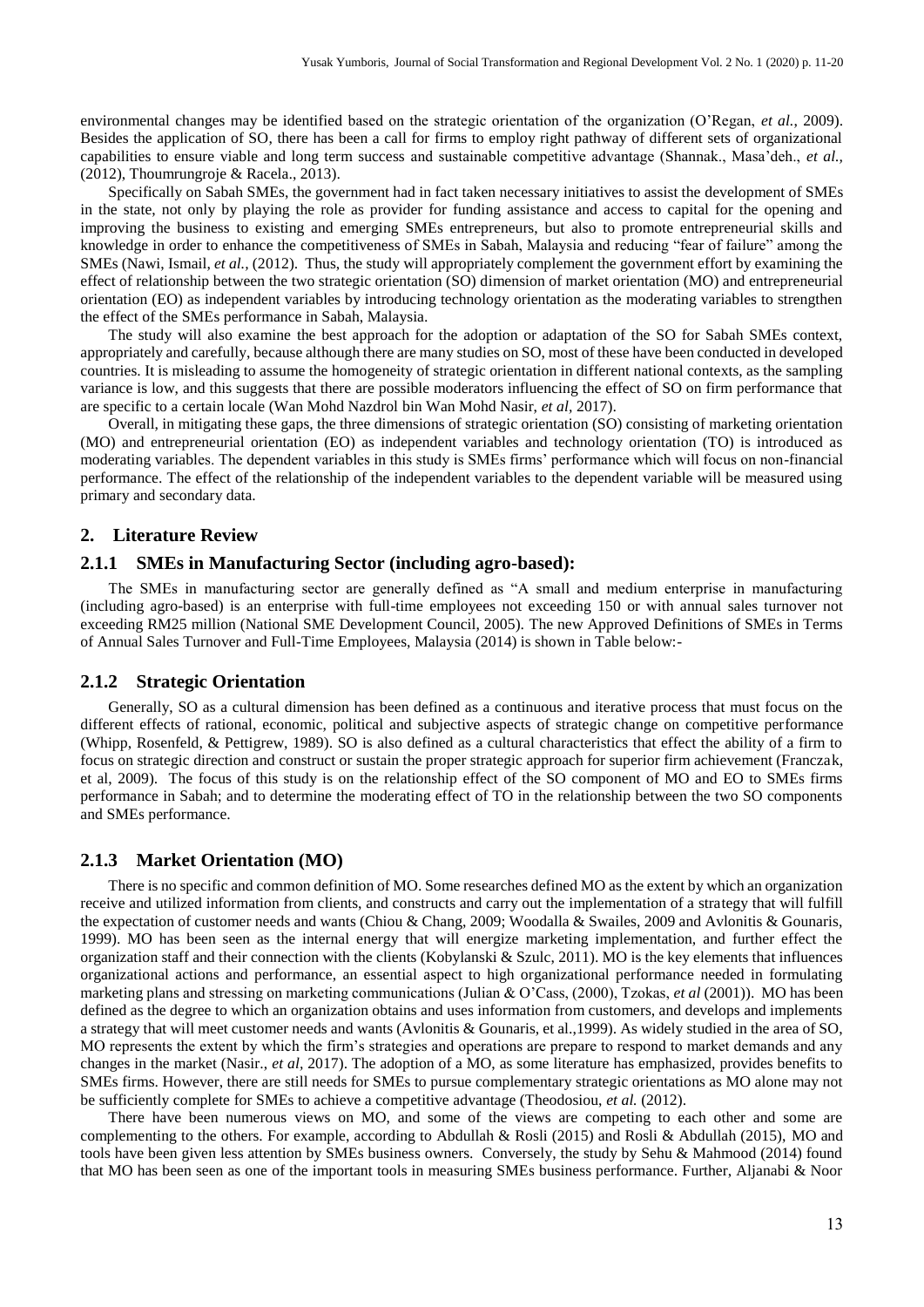environmental changes may be identified based on the strategic orientation of the organization (O'Regan, *et al.*, 2009). Besides the application of SO, there has been a call for firms to employ right pathway of different sets of organizational capabilities to ensure viable and long term success and sustainable competitive advantage (Shannak., Masa'deh., *et al.*, (2012), Thoumrungroje & Racela., 2013).

Specifically on Sabah SMEs, the government had in fact taken necessary initiatives to assist the development of SMEs in the state, not only by playing the role as provider for funding assistance and access to capital for the opening and improving the business to existing and emerging SMEs entrepreneurs, but also to promote entrepreneurial skills and knowledge in order to enhance the competitiveness of SMEs in Sabah, Malaysia and reducing "fear of failure" among the SMEs (Nawi, Ismail, *et al.*, (2012). Thus, the study will appropriately complement the government effort by examining the effect of relationship between the two strategic orientation (SO) dimension of market orientation (MO) and entrepreneurial orientation (EO) as independent variables by introducing technology orientation as the moderating variables to strengthen the effect of the SMEs performance in Sabah, Malaysia.

The study will also examine the best approach for the adoption or adaptation of the SO for Sabah SMEs context, appropriately and carefully, because although there are many studies on SO, most of these have been conducted in developed countries. It is misleading to assume the homogeneity of strategic orientation in different national contexts, as the sampling variance is low, and this suggests that there are possible moderators influencing the effect of SO on firm performance that are specific to a certain locale (Wan Mohd Nazdrol bin Wan Mohd Nasir, *et al*, 2017).

Overall, in mitigating these gaps, the three dimensions of strategic orientation (SO) consisting of marketing orientation (MO) and entrepreneurial orientation (EO) as independent variables and technology orientation (TO) is introduced as moderating variables. The dependent variables in this study is SMEs firms' performance which will focus on non-financial performance. The effect of the relationship of the independent variables to the dependent variable will be measured using primary and secondary data.

## 2. Literature Review

### 2.1.1 SMEs in Manufacturing Sector (including agro-based):

The SMEs in manufacturing sector are generally defined as "A small and medium enterprise in manufacturing (including agro-based) is an enterprise with full-time employees not exceeding 150 or with annual sales turnover not exceeding RM25 million (National SME Development Council, 2005). The new Approved Definitions of SMEs in Terms of Annual Sales Turnover and Full-Time Employees, Malaysia (2014) is shown in Table below:-

### 2.1.2 Strategic Orientation

Generally, SO as a cultural dimension has been defined as a continuous and iterative process that must focus on the different effects of rational, economic, political and subjective aspects of strategic change on competitive performance (Whipp, Rosenfeld, & Pettigrew, 1989). SO is also defined as a cultural characteristics that effect the ability of a firm to focus on strategic direction and construct or sustain the proper strategic approach for superior firm achievement (Franczak, et al, 2009). The focus of this study is on the relationship effect of the SO component of MO and EO to SMEs firms performance in Sabah; and to determine the moderating effect of TO in the relationship between the two SO components and SMEs performance.

### 2.1.3 Market Orientation (MO)

There is no specific and common definition of MO. Some researches defined MO as the extent by which an organization receive and utilized information from clients, and constructs and carry out the implementation of a strategy that will fulfill the expectation of customer needs and wants (Chiou & Chang, 2009; Woodala & Swailes, 2009 and Avlonitis & Gounaris, 1999). MO has been seen as the internal energy that will energize marketing implementation, and further effect the organization staff and their connection with the clients (Kobylanski & Szulc, 2011). MO is the key elements that influences organizational actions and performance, an essential aspect to high organizational performance needed in formulating marketing plans and stressing on marketing communications (Julian & O'Cass, (2000), Tzokas, *et al* (2001)). MO has been defined as the degree to which an organization obtains and uses information from customers, and develops and implements a strategy that will meet customer needs and wants (Avlonitis & Gounaris, et al.,1999). As widely studied in the area of SO, MO represents the extent by which the firm's strategies and operations are prepare to respond to market demands and any changes in the market (Nasir., *et al*, 2017). The adoption of a MO, as some literature has emphasized, provides benefits to SMEs firms. However, there are still needs for SMEs to pursue complementary strategic orientations as MO alone may not be sufficiently complete for SMEs to achieve a competitive advantage (Theodosiou, *et al.* (2012).

There have been numerous views on MO, and some of the views are competing to each other and some are complementing to the others. For example, according to Abdullah & Rosli (2015) and Rosli & Abdullah (2015), MO and tools have been given less attention by SMEs business owners. Conversely, the study by Sehu & Mahmood (2014) found that MO has been seen as one of the important tools in measuring SMEs business performance. Further, Aljanabi & Noor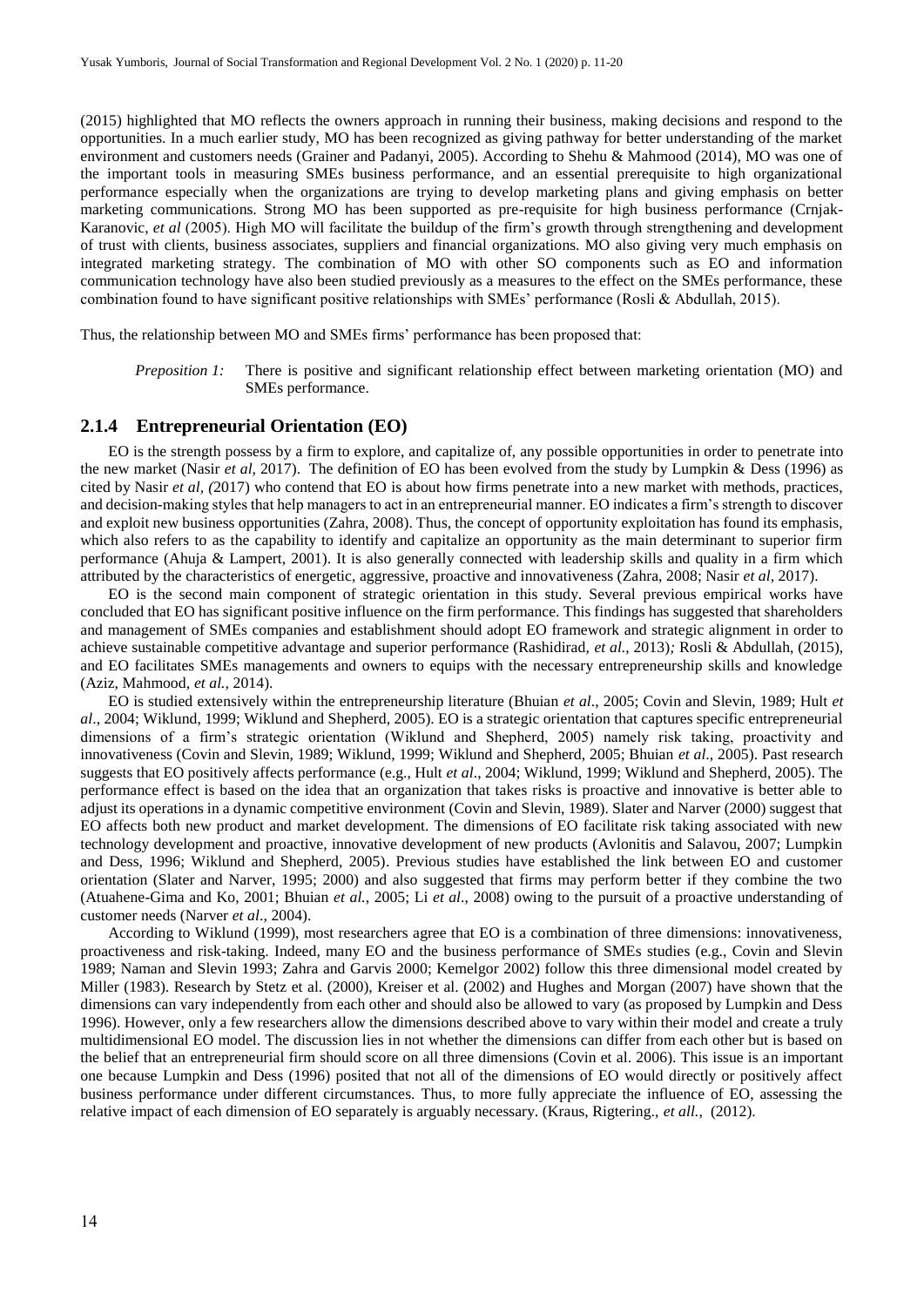(2015) highlighted that MO reflects the owners approach in running their business, making decisions and respond to the opportunities. In a much earlier study, MO has been recognized as giving pathway for better understanding of the market environment and customers needs (Grainer and Padanyi, 2005). According to Shehu & Mahmood (2014), MO was one of the important tools in measuring SMEs business performance, and an essential prerequisite to high organizational performance especially when the organizations are trying to develop marketing plans and giving emphasis on better marketing communications. Strong MO has been supported as pre-requisite for high business performance (Crnjak-Karanovic, *et al* (2005). High MO will facilitate the buildup of the firm's growth through strengthening and development of trust with clients, business associates, suppliers and financial organizations. MO also giving very much emphasis on integrated marketing strategy. The combination of MO with other SO components such as EO and information communication technology have also been studied previously as a measures to the effect on the SMEs performance, these combination found to have significant positive relationships with SMEs' performance (Rosli & Abdullah, 2015).

Thus, the relationship between MO and SMEs firms' performance has been proposed that:

> *Preposition 1:* There is positive and significant relationship effect between marketing orientation (MO) and SMEs performance.

### 2.1.4 Entrepreneurial Orientation (EO)

EO is the strength possess by a firm to explore, and capitalize of, any possible opportunities in order to penetrate into the new market (Nasir *et al*, 2017). The definition of EO has been evolved from the study by Lumpkin & Dess (1996) as cited by Nasir *et al*, *(*2017) who contend that EO is about how firms penetrate into a new market with methods, practices, and decision-making styles that help managers to act in an entrepreneurial manner. EO indicates a firm's strength to discover and exploit new business opportunities (Zahra, 2008). Thus, the concept of opportunity exploitation has found its emphasis, which also refers to as the capability to identify and capitalize an opportunity as the main determinant to superior firm performance (Ahuja & Lampert, 2001). It is also generally connected with leadership skills and quality in a firm which attributed by the characteristics of energetic, aggressive, proactive and innovativeness (Zahra, 2008; Nasir *et al*, 2017).

EO is the second main component of strategic orientation in this study. Several previous empirical works have concluded that EO has significant positive influence on the firm performance. This findings has suggested that shareholders and management of SMEs companies and establishment should adopt EO framework and strategic alignment in order to achieve sustainable competitive advantage and superior performance (Rashidirad, *et al.,* 2013)*;* Rosli & Abdullah, (2015), and EO facilitates SMEs managements and owners to equips with the necessary entrepreneurship skills and knowledge (Aziz, Mahmood, *et al.,* 2014).

EO is studied extensively within the entrepreneurship literature (Bhuian *et al*., 2005; Covin and Slevin, 1989; Hult *et al*., 2004; Wiklund, 1999; Wiklund and Shepherd, 2005). EO is a strategic orientation that captures specific entrepreneurial dimensions of a firm's strategic orientation (Wiklund and Shepherd, 2005) namely risk taking, proactivity and innovativeness (Covin and Slevin, 1989; Wiklund, 1999; Wiklund and Shepherd, 2005; Bhuian *et al*., 2005). Past research suggests that EO positively affects performance (e.g., Hult *et al*., 2004; Wiklund, 1999; Wiklund and Shepherd, 2005). The performance effect is based on the idea that an organization that takes risks is proactive and innovative is better able to adjust its operations in a dynamic competitive environment (Covin and Slevin, 1989). Slater and Narver (2000) suggest that EO affects both new product and market development. The dimensions of EO facilitate risk taking associated with new technology development and proactive, innovative development of new products (Avlonitis and Salavou, 2007; Lumpkin and Dess, 1996; Wiklund and Shepherd, 2005). Previous studies have established the link between EO and customer orientation (Slater and Narver, 1995; 2000) and also suggested that firms may perform better if they combine the two (Atuahene-Gima and Ko, 2001; Bhuian *et al.*, 2005; Li *et al*., 2008) owing to the pursuit of a proactive understanding of customer needs (Narver *et al*., 2004).

According to Wiklund (1999), most researchers agree that EO is a combination of three dimensions: innovativeness, proactiveness and risk-taking. Indeed, many EO and the business performance of SMEs studies (e.g., Covin and Slevin 1989; Naman and Slevin 1993; Zahra and Garvis 2000; Kemelgor 2002) follow this three dimensional model created by Miller (1983). Research by Stetz et al. (2000), Kreiser et al. (2002) and Hughes and Morgan (2007) have shown that the dimensions can vary independently from each other and should also be allowed to vary (as proposed by Lumpkin and Dess 1996). However, only a few researchers allow the dimensions described above to vary within their model and create a truly multidimensional EO model. The discussion lies in not whether the dimensions can differ from each other but is based on the belief that an entrepreneurial firm should score on all three dimensions (Covin et al. 2006). This issue is an important one because Lumpkin and Dess (1996) posited that not all of the dimensions of EO would directly or positively affect business performance under different circumstances. Thus, to more fully appreciate the influence of EO, assessing the relative impact of each dimension of EO separately is arguably necessary. (Kraus, Rigtering., *et all.,* (2012).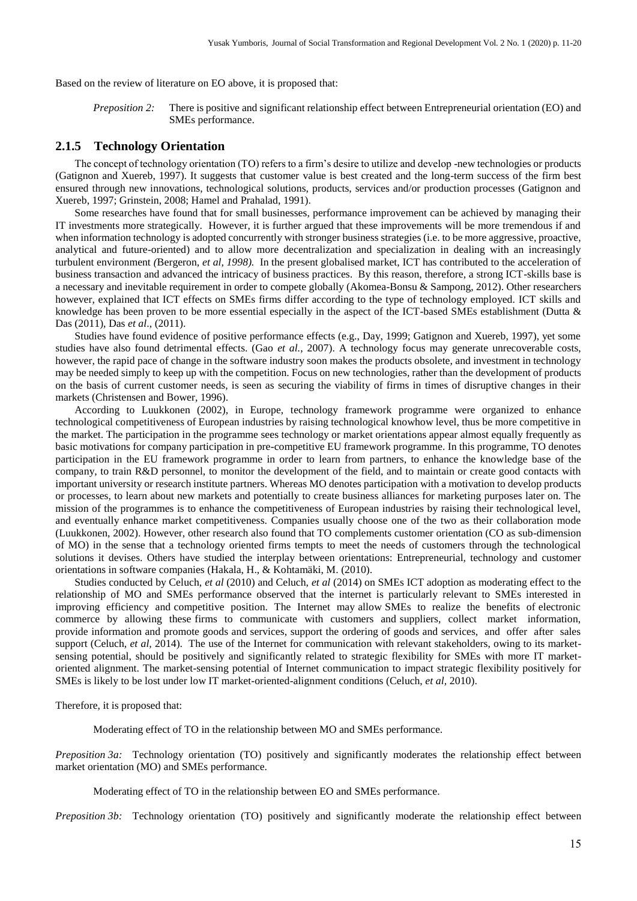Based on the review of literature on EO above, it is proposed that:

*Preposition 2:* There is positive and significant relationship effect between Entrepreneurial orientation (EO) and SMEs performance.

### 2.1.5 Technology Orientation

The concept of technology orientation (TO) refers to a firm's desire to utilize and develop -new technologies or products (Gatignon and Xuereb, 1997). It suggests that customer value is best created and the long-term success of the firm best ensured through new innovations, technological solutions, products, services and/or production processes (Gatignon and Xuereb, 1997; Grinstein, 2008; Hamel and Prahalad, 1991).

Some researches have found that for small businesses, performance improvement can be achieved by managing their IT investments more strategically. However, it is further argued that these improvements will be more tremendous if and when information technology is adopted concurrently with stronger business strategies (i.e. to be more aggressive, proactive, analytical and future-oriented) and to allow more decentralization and specialization in dealing with an increasingly turbulent environment *(*Bergeron, *et al, 1998).* In the present globalised market, ICT has contributed to the acceleration of business transaction and advanced the intricacy of business practices. By this reason, therefore, a strong ICT-skills base is a necessary and inevitable requirement in order to compete globally (Akomea-Bonsu & Sampong, 2012). Other researchers however, explained that ICT effects on SMEs firms differ according to the type of technology employed. ICT skills and knowledge has been proven to be more essential especially in the aspect of the ICT-based SMEs establishment (Dutta & Das (2011), Das *et al*., (2011).

Studies have found evidence of positive performance effects (e.g., Day, 1999; Gatignon and Xuereb, 1997), yet some studies have also found detrimental effects. (Gao *et al.*, 2007). A technology focus may generate unrecoverable costs, however, the rapid pace of change in the software industry soon makes the products obsolete, and investment in technology may be needed simply to keep up with the competition. Focus on new technologies, rather than the development of products on the basis of current customer needs, is seen as securing the viability of firms in times of disruptive changes in their markets (Christensen and Bower, 1996).

According to Luukkonen (2002), in Europe, technology framework programme were organized to enhance technological competitiveness of European industries by raising technological knowhow level, thus be more competitive in the market. The participation in the programme sees technology or market orientations appear almost equally frequently as basic motivations for company participation in pre-competitive EU framework programme. In this programme, TO denotes participation in the EU framework programme in order to learn from partners, to enhance the knowledge base of the company, to train R&D personnel, to monitor the development of the field, and to maintain or create good contacts with important university or research institute partners. Whereas MO denotes participation with a motivation to develop products or processes, to learn about new markets and potentially to create business alliances for marketing purposes later on. The mission of the programmes is to enhance the competitiveness of European industries by raising their technological level, and eventually enhance market competitiveness. Companies usually choose one of the two as their collaboration mode (Luukkonen, 2002). However, other research also found that TO complements customer orientation (CO as sub-dimension of MO) in the sense that a technology oriented firms tempts to meet the needs of customers through the technological solutions it devises. Others have studied the interplay between orientations: Entrepreneurial, technology and customer orientations in software companies (Hakala, H., & Kohtamäki, M. (2010).

Studies conducted by Celuch, *et al* (2010) and Celuch, *et al* (2014) on SMEs ICT adoption as moderating effect to the relationship of MO and SMEs performance observed that the internet is particularly relevant to SMEs interested in improving efficiency and competitive position. The Internet may allow SMEs to realize the benefits of electronic commerce by allowing these firms to communicate with customers and suppliers, collect market information, provide information and promote goods and services, support the ordering of goods and services, and offer after sales support (Celuch, *et al*, 2014). The use of the Internet for communication with relevant stakeholders, owing to its market-sensing potential, should be positively and significantly related to strategic flexibility for SMEs with more IT market-oriented alignment. The market-sensing potential of Internet communication to impact strategic flexibility positively for SMEs is likely to be lost under low IT market-oriented-alignment conditions (Celuch, *et al*, 2010).

Therefore, it is proposed that:

Moderating effect of TO in the relationship between MO and SMEs performance.

*Preposition 3a:* Technology orientation (TO) positively and significantly moderates the relationship effect between market orientation (MO) and SMEs performance.

Moderating effect of TO in the relationship between EO and SMEs performance.

*Preposition 3b:* Technology orientation (TO) positively and significantly moderate the relationship effect between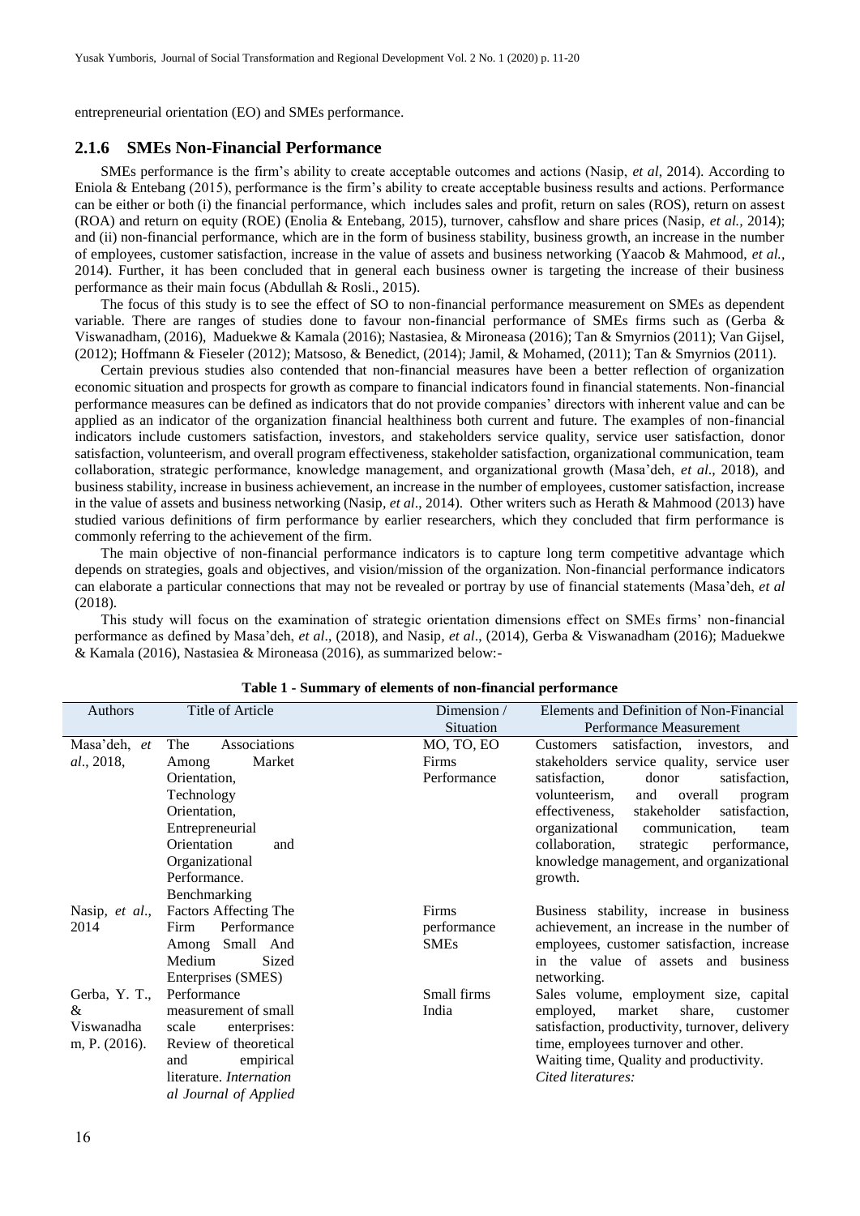entrepreneurial orientation (EO) and SMEs performance.

### 2.1.6 SMEs Non-Financial Performance

SMEs performance is the firm's ability to create acceptable outcomes and actions (Nasip, *et al*, 2014). According to Eniola & Entebang (2015), performance is the firm's ability to create acceptable business results and actions. Performance can be either or both (i) the financial performance, which includes sales and profit, return on sales (ROS), return on assest (ROA) and return on equity (ROE) (Enolia & Entebang, 2015), turnover, cahsflow and share prices (Nasip, *et al.*, 2014); and (ii) non-financial performance, which are in the form of business stability, business growth, an increase in the number of employees, customer satisfaction, increase in the value of assets and business networking (Yaacob & Mahmood, *et al.*, 2014). Further, it has been concluded that in general each business owner is targeting the increase of their business performance as their main focus (Abdullah & Rosli., 2015).

The focus of this study is to see the effect of SO to non-financial performance measurement on SMEs as dependent variable. There are ranges of studies done to favour non-financial performance of SMEs firms such as (Gerba & Viswanadham, (2016), Maduekwe & Kamala (2016); Nastasiea, & Mironeasa (2016); Tan & Smyrnios (2011); Van Gijsel, (2012); Hoffmann & Fieseler (2012); Matsoso, & Benedict, (2014); Jamil, & Mohamed, (2011); Tan & Smyrnios (2011).

Certain previous studies also contended that non-financial measures have been a better reflection of organization economic situation and prospects for growth as compare to financial indicators found in financial statements. Non-financial performance measures can be defined as indicators that do not provide companies' directors with inherent value and can be applied as an indicator of the organization financial healthiness both current and future. The examples of non-financial indicators include customers satisfaction, investors, and stakeholders service quality, service user satisfaction, donor satisfaction, volunteerism, and overall program effectiveness, stakeholder satisfaction, organizational communication, team collaboration, strategic performance, knowledge management, and organizational growth (Masa'deh, *et al*., 2018), and business stability, increase in business achievement, an increase in the number of employees, customer satisfaction, increase in the value of assets and business networking (Nasip, *et al*., 2014). Other writers such as Herath & Mahmood (2013) have studied various definitions of firm performance by earlier researchers, which they concluded that firm performance is commonly referring to the achievement of the firm.

The main objective of non-financial performance indicators is to capture long term competitive advantage which depends on strategies, goals and objectives, and vision/mission of the organization. Non-financial performance indicators can elaborate a particular connections that may not be revealed or portray by use of financial statements (Masa'deh, *et al* (2018).

This study will focus on the examination of strategic orientation dimensions effect on SMEs firms' non-financial performance as defined by Masa'deh, *et al*., (2018), and Nasip, *et al*., (2014), Gerba & Viswanadham (2016); Maduekwe & Kamala (2016), Nastasiea & Mironeasa (2016), as summarized below:-

**Table 1 - Summary of elements of non-financial performance**

| Authors | Title of Article | Dimension / Situation | Elements and Definition of Non-Financial Performance Measurement |
|---|---|---|---|
| Masa'deh, *et al*., 2018, | The Associations Among Market Orientation, Technology Orientation, Entrepreneurial Orientation and Organizational Performance. Benchmarking | MO, TO, EO Firms Performance | Customers satisfaction, investors, and stakeholders service quality, service user satisfaction, donor satisfaction, volunteerism, and overall program effectiveness, stakeholder satisfaction, organizational communication, team collaboration, strategic performance, knowledge management, and organizational growth. |
| Nasip, *et al*., 2014 | Factors Affecting The Firm Performance Among Small And Medium Sized Enterprises (SMES) | Firms performance SMEs | Business stability, increase in business achievement, an increase in the number of employees, customer satisfaction, increase in the value of assets and business networking. |
| Gerba, Y. T., & Viswanadham, P. (2016). | Performance measurement of small scale enterprises: Review of theoretical and empirical literature. *International Journal of Applied* | Small firms India | Sales volume, employment size, capital employed, market share, customer satisfaction, productivity, turnover, delivery time, employees turnover and other. Waiting time, Quality and productivity. *Cited literatures:* |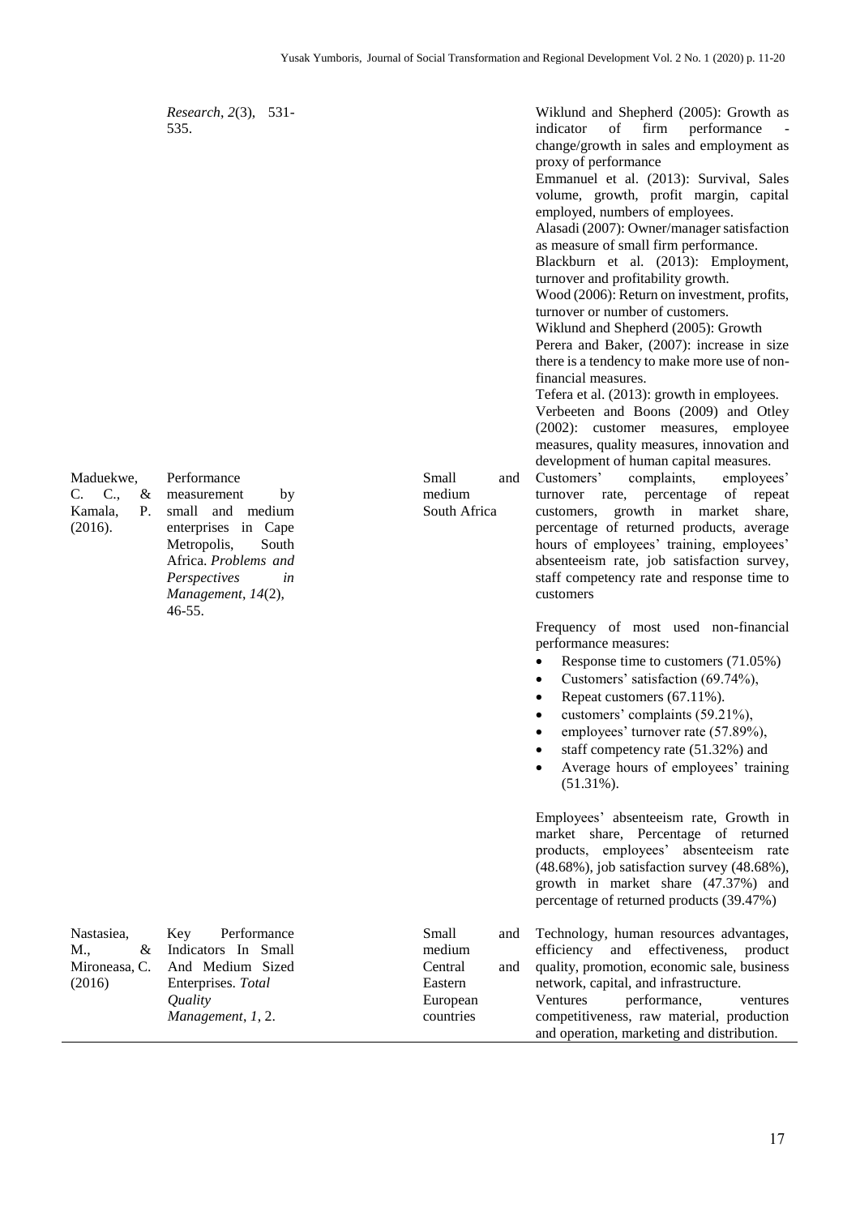| | | | |
|---|---|---|---|
| | *Research*, *2*(3), 531-535. | | Wiklund and Shepherd (2005): Growth as indicator of firm performance - change/growth in sales and employment as proxy of performance<br>Emmanuel et al. (2013): Survival, Sales volume, growth, profit margin, capital employed, numbers of employees.<br>Alasadi (2007): Owner/manager satisfaction as measure of small firm performance.<br>Blackburn et al. (2013): Employment, turnover and profitability growth.<br>Wood (2006): Return on investment, profits, turnover or number of customers.<br>Wiklund and Shepherd (2005): Growth<br>Perera and Baker, (2007): increase in size there is a tendency to make more use of non-financial measures.<br>Tefera et al. (2013): growth in employees.<br>Verbeeten and Boons (2009) and Otley (2002): customer measures, employee measures, quality measures, innovation and development of human capital measures. |
| Maduekwe, C. C., & Kamala, P. (2016). | Performance measurement by small and medium enterprises in Cape Metropolis, South Africa. *Problems and Perspectives in Management*, *14*(2), 46-55. | Small and medium South Africa | Customers' complaints, employees' turnover rate, percentage of repeat customers, growth in market share, percentage of returned products, average hours of employees' training, employees' absenteeism rate, job satisfaction survey, staff competency rate and response time to customers<br><br>Frequency of most used non-financial performance measures:<br>• Response time to customers (71.05%)<br>• Customers' satisfaction (69.74%),<br>• Repeat customers (67.11%).<br>• customers' complaints (59.21%),<br>• employees' turnover rate (57.89%),<br>• staff competency rate (51.32%) and<br>• Average hours of employees' training (51.31%).<br><br>Employees' absenteeism rate, Growth in market share, Percentage of returned products, employees' absenteeism rate (48.68%), job satisfaction survey (48.68%), growth in market share (47.37%) and percentage of returned products (39.47%) |
| Nastasiea, M., & Mironeasa, C. (2016) | Key Performance Indicators In Small And Medium Sized Enterprises. *Total Quality Management*, *1*, 2. | Small and medium Central and Eastern European countries | Technology, human resources advantages, efficiency and effectiveness, product quality, promotion, economic sale, business network, capital, and infrastructure.<br>Ventures performance, ventures competitiveness, raw material, production and operation, marketing and distribution. |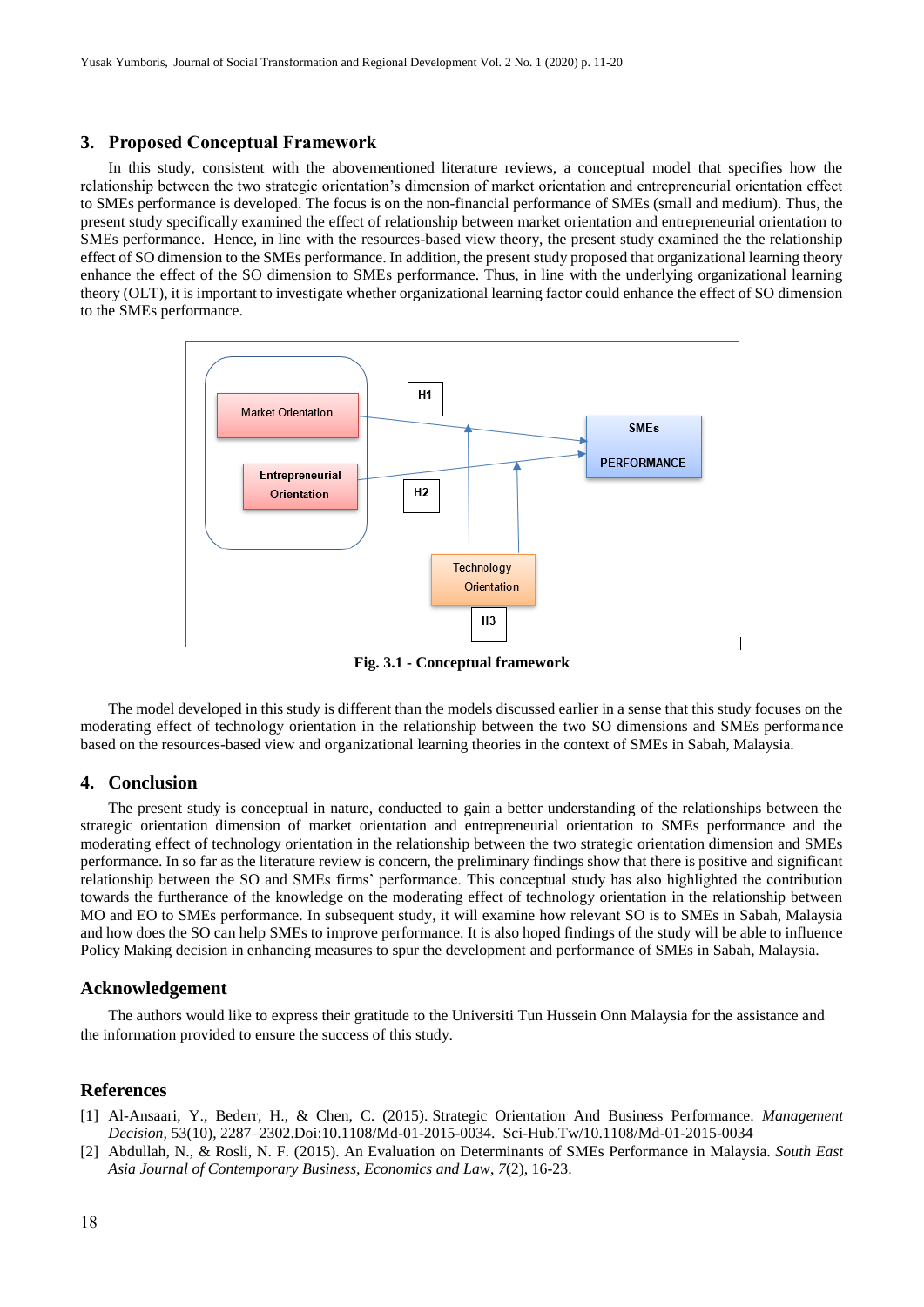## 3. Proposed Conceptual Framework

In this study, consistent with the abovementioned literature reviews, a conceptual model that specifies how the relationship between the two strategic orientation's dimension of market orientation and entrepreneurial orientation effect to SMEs performance is developed. The focus is on the non-financial performance of SMEs (small and medium). Thus, the present study specifically examined the effect of relationship between market orientation and entrepreneurial orientation to SMEs performance. Hence, in line with the resources-based view theory, the present study examined the the relationship effect of SO dimension to the SMEs performance. In addition, the present study proposed that organizational learning theory enhance the effect of the SO dimension to SMEs performance. Thus, in line with the underlying organizational learning theory (OLT), it is important to investigate whether organizational learning factor could enhance the effect of SO dimension to the SMEs performance.

Market Orientation

Entrepreneurial Orientation

H1

H2

SMEs PERFORMANCE

Technology Orientation

H3

**Fig. 3.1 - Conceptual framework**

The model developed in this study is different than the models discussed earlier in a sense that this study focuses on the moderating effect of technology orientation in the relationship between the two SO dimensions and SMEs performance based on the resources-based view and organizational learning theories in the context of SMEs in Sabah, Malaysia.

## 4. Conclusion

The present study is conceptual in nature, conducted to gain a better understanding of the relationships between the strategic orientation dimension of market orientation and entrepreneurial orientation to SMEs performance and the moderating effect of technology orientation in the relationship between the two strategic orientation dimension and SMEs performance. In so far as the literature review is concern, the preliminary findings show that there is positive and significant relationship between the SO and SMEs firms' performance. This conceptual study has also highlighted the contribution towards the furtherance of the knowledge on the moderating effect of technology orientation in the relationship between MO and EO to SMEs performance. In subsequent study, it will examine how relevant SO is to SMEs in Sabah, Malaysia and how does the SO can help SMEs to improve performance. It is also hoped findings of the study will be able to influence Policy Making decision in enhancing measures to spur the development and performance of SMEs in Sabah, Malaysia.

## Acknowledgement

The authors would like to express their gratitude to the Universiti Tun Hussein Onn Malaysia for the assistance and the information provided to ensure the success of this study.

## References

[1] Al-Ansaari, Y., Bederr, H., & Chen, C. (2015). Strategic Orientation And Business Performance. *Management Decision,* 53(10), 2287–2302.Doi:10.1108/Md-01-2015-0034. Sci-Hub.Tw/10.1108/Md-01-2015-0034

[2] Abdullah, N., & Rosli, N. F. (2015). An Evaluation on Determinants of SMEs Performance in Malaysia. *South East Asia Journal of Contemporary Business, Economics and Law, 7*(2), 16-23.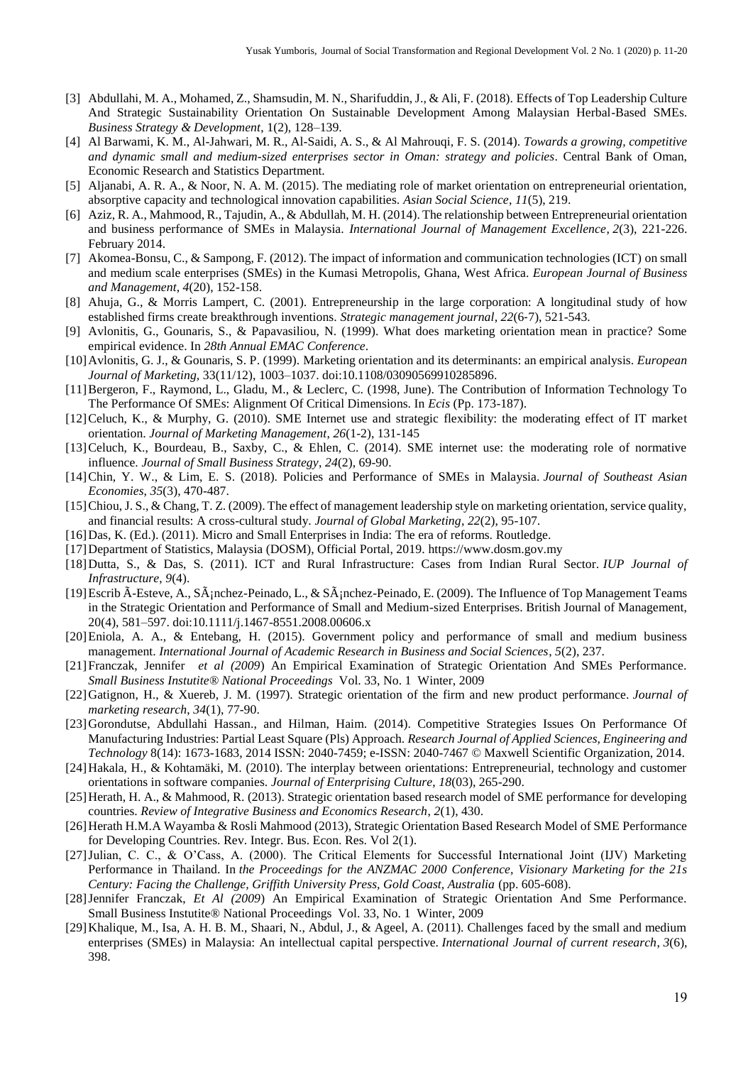[3] Abdullahi, M. A., Mohamed, Z., Shamsudin, M. N., Sharifuddin, J., & Ali, F. (2018). Effects of Top Leadership Culture And Strategic Sustainability Orientation On Sustainable Development Among Malaysian Herbal-Based SMEs. *Business Strategy & Development*, 1(2), 128–139.

[4] Al Barwami, K. M., Al-Jahwari, M. R., Al-Saidi, A. S., & Al Mahrouqi, F. S. (2014). *Towards a growing, competitive and dynamic small and medium-sized enterprises sector in Oman: strategy and policies*. Central Bank of Oman, Economic Research and Statistics Department.

[5] Aljanabi, A. R. A., & Noor, N. A. M. (2015). The mediating role of market orientation on entrepreneurial orientation, absorptive capacity and technological innovation capabilities. *Asian Social Science*, *11*(5), 219.

[6] Aziz, R. A., Mahmood, R., Tajudin, A., & Abdullah, M. H. (2014). The relationship between Entrepreneurial orientation and business performance of SMEs in Malaysia. *International Journal of Management Excellence*, *2*(3), 221-226. February 2014.

[7] Akomea-Bonsu, C., & Sampong, F. (2012). The impact of information and communication technologies (ICT) on small and medium scale enterprises (SMEs) in the Kumasi Metropolis, Ghana, West Africa. *European Journal of Business and Management*, *4*(20), 152-158.

[8] Ahuja, G., & Morris Lampert, C. (2001). Entrepreneurship in the large corporation: A longitudinal study of how established firms create breakthrough inventions. *Strategic management journal*, *22*(6‐7), 521-543.

[9] Avlonitis, G., Gounaris, S., & Papavasiliou, N. (1999). What does marketing orientation mean in practice? Some empirical evidence. In *28th Annual EMAC Conference*.

[10] Avlonitis, G. J., & Gounaris, S. P. (1999). Marketing orientation and its determinants: an empirical analysis. *European Journal of Marketing*, 33(11/12), 1003–1037. doi:10.1108/03090569910285896.

[11] Bergeron, F., Raymond, L., Gladu, M., & Leclerc, C. (1998, June). The Contribution of Information Technology To The Performance Of SMEs: Alignment Of Critical Dimensions. In *Ecis* (Pp. 173-187).

[12] Celuch, K., & Murphy, G. (2010). SME Internet use and strategic flexibility: the moderating effect of IT market orientation. *Journal of Marketing Management*, *26*(1-2), 131-145

[13] Celuch, K., Bourdeau, B., Saxby, C., & Ehlen, C. (2014). SME internet use: the moderating role of normative influence. *Journal of Small Business Strategy*, *24*(2), 69-90.

[14] Chin, Y. W., & Lim, E. S. (2018). Policies and Performance of SMEs in Malaysia. *Journal of Southeast Asian Economies*, *35*(3), 470-487.

[15] Chiou, J. S., & Chang, T. Z. (2009). The effect of management leadership style on marketing orientation, service quality, and financial results: A cross-cultural study. *Journal of Global Marketing*, *22*(2), 95-107.

[16] Das, K. (Ed.). (2011). Micro and Small Enterprises in India: The era of reforms. Routledge.

[17] Department of Statistics, Malaysia (DOSM), Official Portal, 2019. https://www.dosm.gov.my

[18] Dutta, S., & Das, S. (2011). ICT and Rural Infrastructure: Cases from Indian Rural Sector. *IUP Journal of Infrastructure*, *9*(4).

[19] Escrib Ã-Esteve, A., SÃ¡nchez-Peinado, L., & SÃ¡nchez-Peinado, E. (2009). The Influence of Top Management Teams in the Strategic Orientation and Performance of Small and Medium-sized Enterprises. British Journal of Management, 20(4), 581–597. doi:10.1111/j.1467-8551.2008.00606.x

[20] Eniola, A. A., & Entebang, H. (2015). Government policy and performance of small and medium business management. *International Journal of Academic Research in Business and Social Sciences*, *5*(2), 237.

[21] Franczak, Jennifer *et al (2009*) An Empirical Examination of Strategic Orientation And SMEs Performance. *Small Business Instutite® National Proceedings* Vol. 33, No. 1 Winter, 2009

[22] Gatignon, H., & Xuereb, J. M. (1997). Strategic orientation of the firm and new product performance. *Journal of marketing research*, *34*(1), 77-90.

[23] Gorondutse, Abdullahi Hassan., and Hilman, Haim. (2014). Competitive Strategies Issues On Performance Of Manufacturing Industries: Partial Least Square (Pls) Approach. *Research Journal of Applied Sciences, Engineering and Technology* 8(14): 1673-1683, 2014 ISSN: 2040-7459; e-ISSN: 2040-7467 © Maxwell Scientific Organization, 2014.

[24] Hakala, H., & Kohtamäki, M. (2010). The interplay between orientations: Entrepreneurial, technology and customer orientations in software companies. *Journal of Enterprising Culture*, *18*(03), 265-290.

[25] Herath, H. A., & Mahmood, R. (2013). Strategic orientation based research model of SME performance for developing countries. *Review of Integrative Business and Economics Research*, *2*(1), 430.

[26] Herath H.M.A Wayamba & Rosli Mahmood (2013), Strategic Orientation Based Research Model of SME Performance for Developing Countries. Rev. Integr. Bus. Econ. Res. Vol 2(1).

[27] Julian, C. C., & O'Cass, A. (2000). The Critical Elements for Successful International Joint (IJV) Marketing Performance in Thailand. In *the Proceedings for the ANZMAC 2000 Conference, Visionary Marketing for the 21s Century: Facing the Challenge, Griffith University Press, Gold Coast, Australia* (pp. 605-608).

[28] Jennifer Franczak, *Et Al (2009*) An Empirical Examination of Strategic Orientation And Sme Performance. Small Business Instutite® National Proceedings Vol. 33, No. 1 Winter, 2009

[29] Khalique, M., Isa, A. H. B. M., Shaari, N., Abdul, J., & Ageel, A. (2011). Challenges faced by the small and medium enterprises (SMEs) in Malaysia: An intellectual capital perspective. *International Journal of current research*, *3*(6), 398.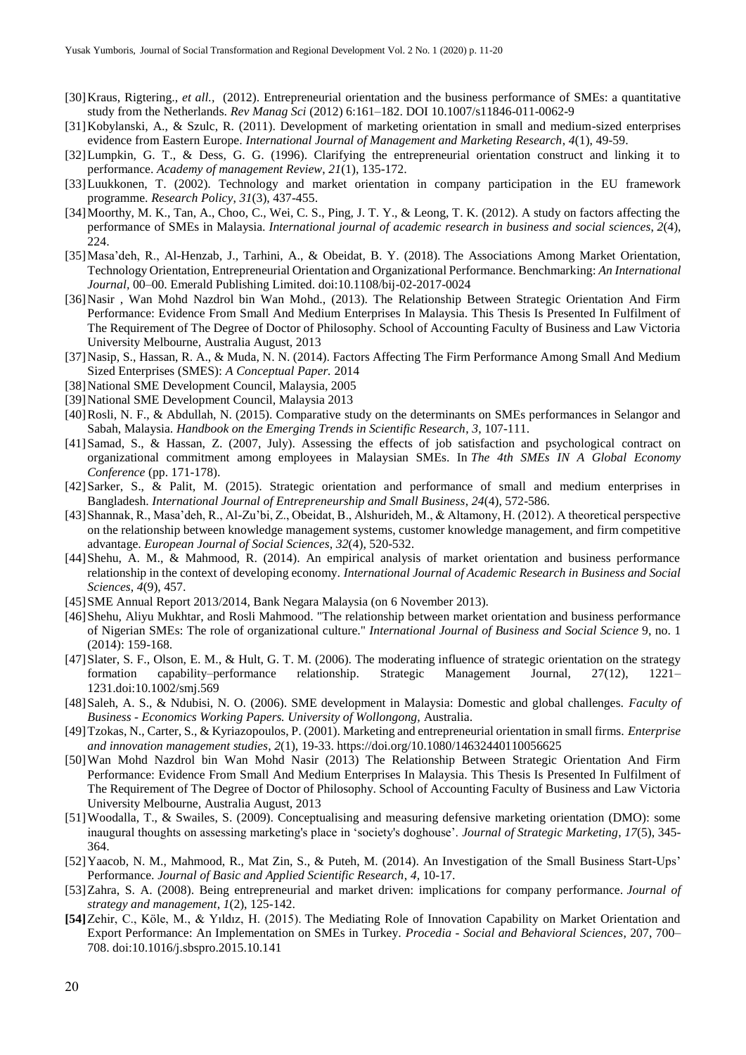[30] Kraus, Rigtering., *et all.*, (2012). Entrepreneurial orientation and the business performance of SMEs: a quantitative study from the Netherlands. *Rev Manag Sci* (2012) 6:161–182. DOI 10.1007/s11846-011-0062-9

[31] Kobylanski, A., & Szulc, R. (2011). Development of marketing orientation in small and medium-sized enterprises evidence from Eastern Europe. *International Journal of Management and Marketing Research*, *4*(1), 49-59.

[32] Lumpkin, G. T., & Dess, G. G. (1996). Clarifying the entrepreneurial orientation construct and linking it to performance. *Academy of management Review*, *21*(1), 135-172.

[33] Luukkonen, T. (2002). Technology and market orientation in company participation in the EU framework programme. *Research Policy*, *31*(3), 437-455.

[34] Moorthy, M. K., Tan, A., Choo, C., Wei, C. S., Ping, J. T. Y., & Leong, T. K. (2012). A study on factors affecting the performance of SMEs in Malaysia. *International journal of academic research in business and social sciences*, *2*(4), 224.

[35] Masa'deh, R., Al-Henzab, J., Tarhini, A., & Obeidat, B. Y. (2018). The Associations Among Market Orientation, Technology Orientation, Entrepreneurial Orientation and Organizational Performance. Benchmarking: *An International Journal*, 00–00. Emerald Publishing Limited. doi:10.1108/bij-02-2017-0024

[36] Nasir , Wan Mohd Nazdrol bin Wan Mohd., (2013). The Relationship Between Strategic Orientation And Firm Performance: Evidence From Small And Medium Enterprises In Malaysia. This Thesis Is Presented In Fulfilment of The Requirement of The Degree of Doctor of Philosophy. School of Accounting Faculty of Business and Law Victoria University Melbourne, Australia August, 2013

[37] Nasip, S., Hassan, R. A., & Muda, N. N. (2014). Factors Affecting The Firm Performance Among Small And Medium Sized Enterprises (SMES): *A Conceptual Paper.* 2014

[38] National SME Development Council, Malaysia, 2005

[39] National SME Development Council, Malaysia 2013

[40] Rosli, N. F., & Abdullah, N. (2015). Comparative study on the determinants on SMEs performances in Selangor and Sabah, Malaysia. *Handbook on the Emerging Trends in Scientific Research*, *3*, 107-111.

[41] Samad, S., & Hassan, Z. (2007, July). Assessing the effects of job satisfaction and psychological contract on organizational commitment among employees in Malaysian SMEs. In *The 4th SMEs IN A Global Economy Conference* (pp. 171-178).

[42] Sarker, S., & Palit, M. (2015). Strategic orientation and performance of small and medium enterprises in Bangladesh. *International Journal of Entrepreneurship and Small Business*, *24*(4), 572-586.

[43] Shannak, R., Masa'deh, R., Al-Zu'bi, Z., Obeidat, B., Alshurideh, M., & Altamony, H. (2012). A theoretical perspective on the relationship between knowledge management systems, customer knowledge management, and firm competitive advantage. *European Journal of Social Sciences*, *32*(4), 520-532.

[44] Shehu, A. M., & Mahmood, R. (2014). An empirical analysis of market orientation and business performance relationship in the context of developing economy. *International Journal of Academic Research in Business and Social Sciences*, *4*(9), 457.

[45] SME Annual Report 2013/2014, Bank Negara Malaysia (on 6 November 2013).

[46] Shehu, Aliyu Mukhtar, and Rosli Mahmood. "The relationship between market orientation and business performance of Nigerian SMEs: The role of organizational culture." *International Journal of Business and Social Science* 9, no. 1 (2014): 159-168.

[47] Slater, S. F., Olson, E. M., & Hult, G. T. M. (2006). The moderating influence of strategic orientation on the strategy formation capability–performance relationship. Strategic Management Journal, 27(12), 1221–1231.doi:10.1002/smj.569

[48] Saleh, A. S., & Ndubisi, N. O. (2006). SME development in Malaysia: Domestic and global challenges. *Faculty of Business - Economics Working Papers. University of Wollongong*, Australia.

[49] Tzokas, N., Carter, S., & Kyriazopoulos, P. (2001). Marketing and entrepreneurial orientation in small firms. *Enterprise and innovation management studies*, *2*(1), 19-33. https://doi.org/10.1080/14632440110056625

[50] Wan Mohd Nazdrol bin Wan Mohd Nasir (2013) The Relationship Between Strategic Orientation And Firm Performance: Evidence From Small And Medium Enterprises In Malaysia. This Thesis Is Presented In Fulfilment of The Requirement of The Degree of Doctor of Philosophy. School of Accounting Faculty of Business and Law Victoria University Melbourne, Australia August, 2013

[51] Woodalla, T., & Swailes, S. (2009). Conceptualising and measuring defensive marketing orientation (DMO): some inaugural thoughts on assessing marketing's place in 'society's doghouse'. *Journal of Strategic Marketing*, *17*(5), 345-364.

[52] Yaacob, N. M., Mahmood, R., Mat Zin, S., & Puteh, M. (2014). An Investigation of the Small Business Start-Ups' Performance. *Journal of Basic and Applied Scientific Research*, *4*, 10-17.

[53] Zahra, S. A. (2008). Being entrepreneurial and market driven: implications for company performance. *Journal of strategy and management*, *1*(2), 125-142.

**[54]** Zehir, C., Köle, M., & Yıldız, H. (2015). The Mediating Role of Innovation Capability on Market Orientation and Export Performance: An Implementation on SMEs in Turkey. *Procedia - Social and Behavioral Sciences*, 207, 700–708. doi:10.1016/j.sbspro.2015.10.141